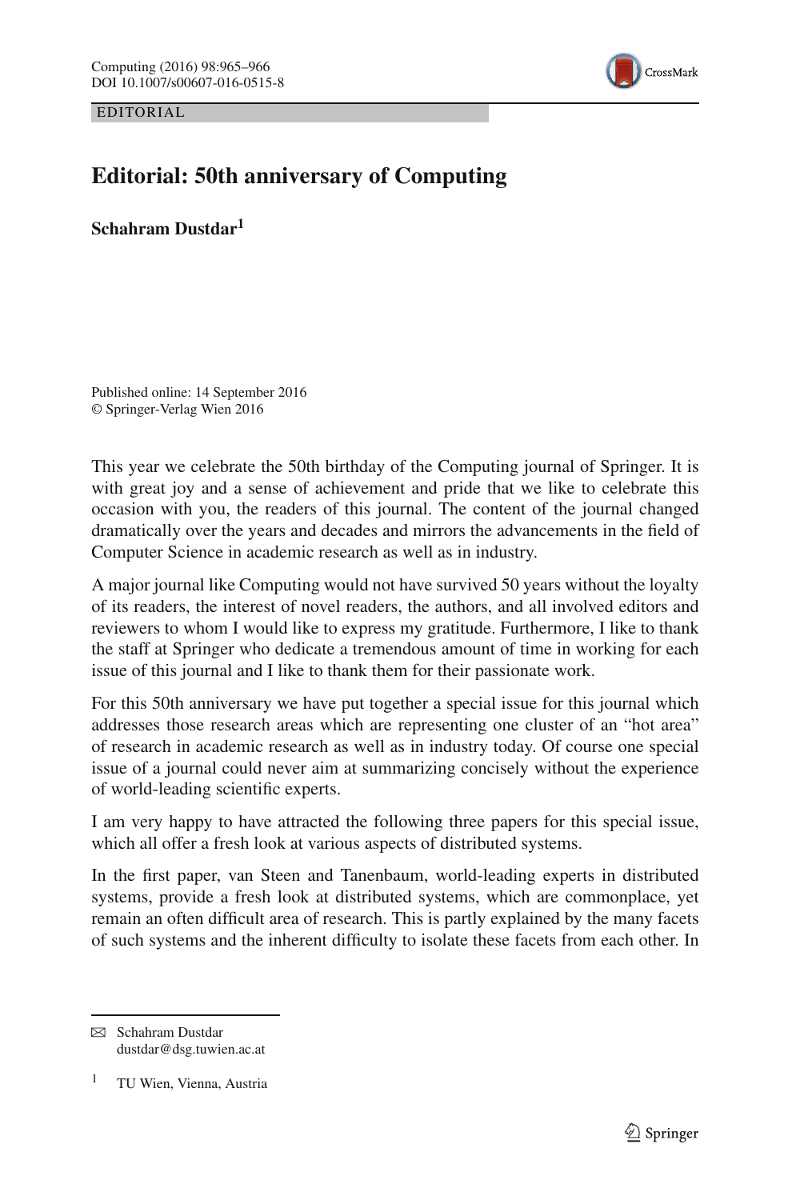EDITORIAL

# Editorial: 50th anniversary of Computing

**Schahram Dustdar**[1]

Published online: 14 September 2016
© Springer-Verlag Wien 2016

This year we celebrate the 50th birthday of the Computing journal of Springer. It is with great joy and a sense of achievement and pride that we like to celebrate this occasion with you, the readers of this journal. The content of the journal changed dramatically over the years and decades and mirrors the advancements in the field of Computer Science in academic research as well as in industry.

A major journal like Computing would not have survived 50 years without the loyalty of its readers, the interest of novel readers, the authors, and all involved editors and reviewers to whom I would like to express my gratitude. Furthermore, I like to thank the staff at Springer who dedicate a tremendous amount of time in working for each issue of this journal and I like to thank them for their passionate work.

For this 50th anniversary we have put together a special issue for this journal which addresses those research areas which are representing one cluster of an "hot area" of research in academic research as well as in industry today. Of course one special issue of a journal could never aim at summarizing concisely without the experience of world-leading scientific experts.

I am very happy to have attracted the following three papers for this special issue, which all offer a fresh look at various aspects of distributed systems.

In the first paper, van Steen and Tanenbaum, world-leading experts in distributed systems, provide a fresh look at distributed systems, which are commonplace, yet remain an often difficult area of research. This is partly explained by the many facets of such systems and the inherent difficulty to isolate these facets from each other. In

---

✉ Schahram Dustdar
dustdar@dsg.tuwien.ac.at

[1] TU Wien, Vienna, Austria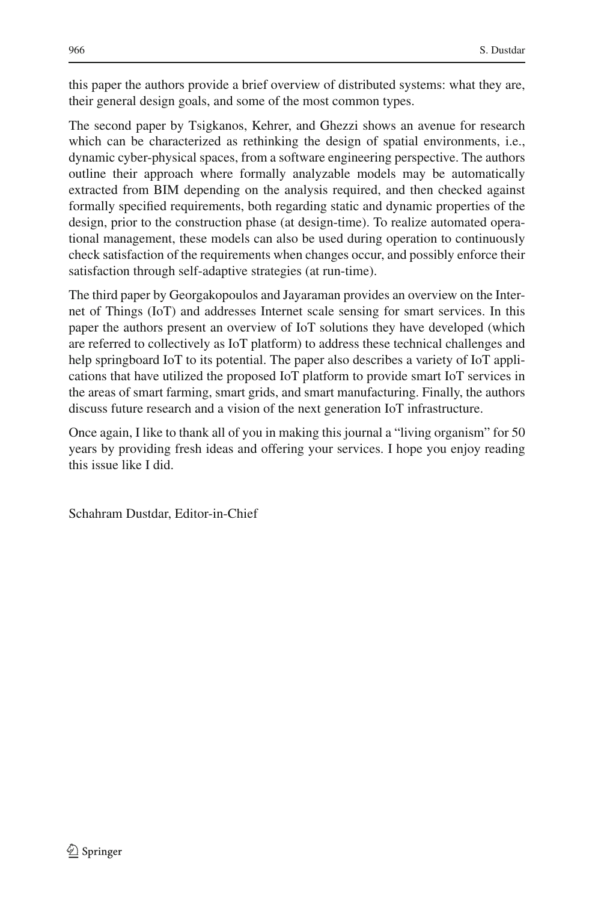this paper the authors provide a brief overview of distributed systems: what they are, their general design goals, and some of the most common types.

The second paper by Tsigkanos, Kehrer, and Ghezzi shows an avenue for research which can be characterized as rethinking the design of spatial environments, i.e., dynamic cyber-physical spaces, from a software engineering perspective. The authors outline their approach where formally analyzable models may be automatically extracted from BIM depending on the analysis required, and then checked against formally specified requirements, both regarding static and dynamic properties of the design, prior to the construction phase (at design-time). To realize automated operational management, these models can also be used during operation to continuously check satisfaction of the requirements when changes occur, and possibly enforce their satisfaction through self-adaptive strategies (at run-time).

The third paper by Georgakopoulos and Jayaraman provides an overview on the Internet of Things (IoT) and addresses Internet scale sensing for smart services. In this paper the authors present an overview of IoT solutions they have developed (which are referred to collectively as IoT platform) to address these technical challenges and help springboard IoT to its potential. The paper also describes a variety of IoT applications that have utilized the proposed IoT platform to provide smart IoT services in the areas of smart farming, smart grids, and smart manufacturing. Finally, the authors discuss future research and a vision of the next generation IoT infrastructure.

Once again, I like to thank all of you in making this journal a "living organism" for 50 years by providing fresh ideas and offering your services. I hope you enjoy reading this issue like I did.

Schahram Dustdar, Editor-in-Chief